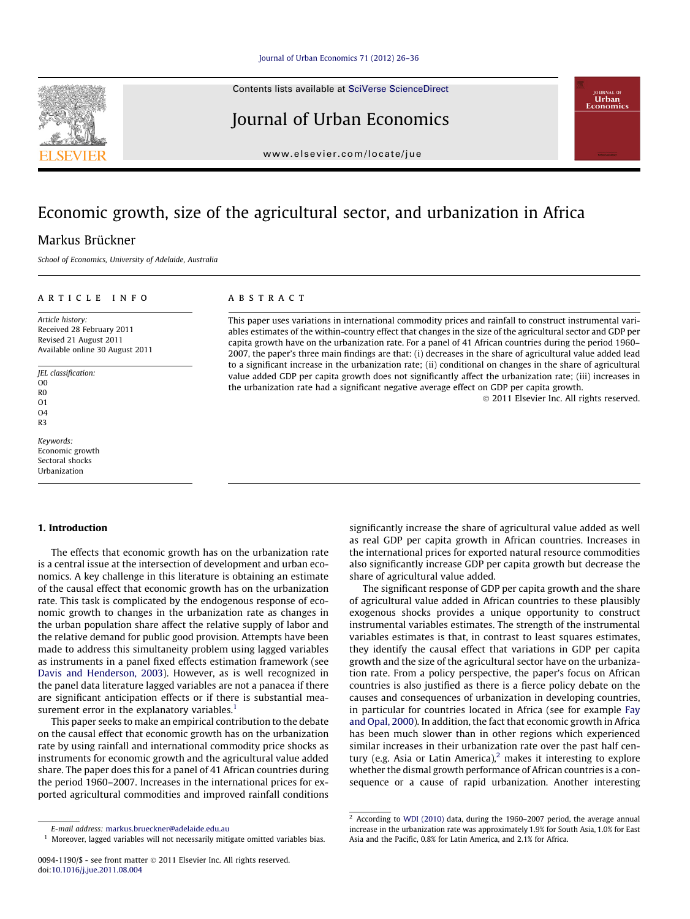# Economic growth, size of the agricultural sector, and urbanization in Africa

Markus Brückner

*School of Economics, University of Adelaide, Australia*

## ARTICLE INFO

*Article history:*
Received 28 February 2011
Revised 21 August 2011
Available online 30 August 2011

*JEL classification:*
O0
R0
O1
O4
R3

*Keywords:*
Economic growth
Sectoral shocks
Urbanization

## ABSTRACT

This paper uses variations in international commodity prices and rainfall to construct instrumental variables estimates of the within-country effect that changes in the size of the agricultural sector and GDP per capita growth have on the urbanization rate. For a panel of 41 African countries during the period 1960–2007, the paper's three main findings are that: (i) decreases in the share of agricultural value added lead to a significant increase in the urbanization rate; (ii) conditional on changes in the share of agricultural value added GDP per capita growth does not significantly affect the urbanization rate; (iii) increases in the urbanization rate had a significant negative average effect on GDP per capita growth.

© 2011 Elsevier Inc. All rights reserved.

## 1. Introduction

The effects that economic growth has on the urbanization rate is a central issue at the intersection of development and urban economics. A key challenge in this literature is obtaining an estimate of the causal effect that economic growth has on the urbanization rate. This task is complicated by the endogenous response of economic growth to changes in the urbanization rate as changes in the urban population share affect the relative supply of labor and the relative demand for public good provision. Attempts have been made to address this simultaneity problem using lagged variables as instruments in a panel fixed effects estimation framework (see Davis and Henderson, 2003). However, as is well recognized in the panel data literature lagged variables are not a panacea if there are significant anticipation effects or if there is substantial measurement error in the explanatory variables.[1]

This paper seeks to make an empirical contribution to the debate on the causal effect that economic growth has on the urbanization rate by using rainfall and international commodity price shocks as instruments for economic growth and the agricultural value added share. The paper does this for a panel of 41 African countries during the period 1960–2007. Increases in the international prices for exported agricultural commodities and improved rainfall conditions significantly increase the share of agricultural value added as well as real GDP per capita growth in African countries. Increases in the international prices for exported natural resource commodities also significantly increase GDP per capita growth but decrease the share of agricultural value added.

The significant response of GDP per capita growth and the share of agricultural value added in African countries to these plausibly exogenous shocks provides a unique opportunity to construct instrumental variables estimates. The strength of the instrumental variables estimates is that, in contrast to least squares estimates, they identify the causal effect that variations in GDP per capita growth and the size of the agricultural sector have on the urbanization rate. From a policy perspective, the paper's focus on African countries is also justified as there is a fierce policy debate on the causes and consequences of urbanization in developing countries, in particular for countries located in Africa (see for example Fay and Opal, 2000). In addition, the fact that economic growth in Africa has been much slower than in other regions which experienced similar increases in their urbanization rate over the past half century (e.g. Asia or Latin America),[2] makes it interesting to explore whether the dismal growth performance of African countries is a consequence or a cause of rapid urbanization. Another interesting

---

E-mail address: markus.brueckner@adelaide.edu.au

[1] Moreover, lagged variables will not necessarily mitigate omitted variables bias.

[2] According to WDI (2010) data, during the 1960–2007 period, the average annual increase in the urbanization rate was approximately 1.9% for South Asia, 1.0% for East Asia and the Pacific, 0.8% for Latin America, and 2.1% for Africa.

0094-1190/$ - see front matter © 2011 Elsevier Inc. All rights reserved.
doi:10.1016/j.jue.2011.08.004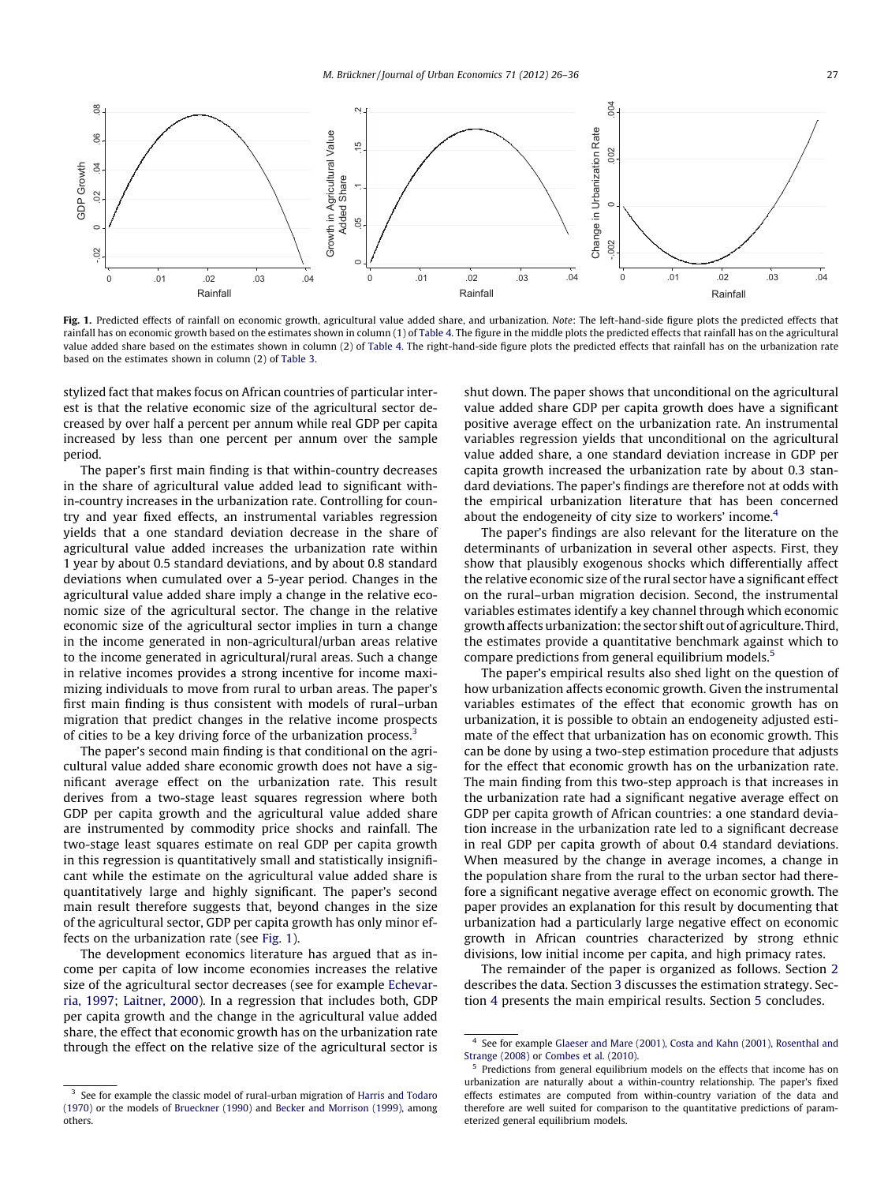GDP Growth

-.02
0
.02
.04
.06
.08

Rainfall

0
.01
.02
.03
.04

Growth in Agricultural Value Added Share

0
.05
.1
.15
.2

Rainfall

0
.01
.02
.03
.04

Change in Urbanization Rate

-.002
0
.002
.004

Rainfall

0
.01
.02
.03
.04

**Fig. 1.** Predicted effects of rainfall on economic growth, agricultural value added share, and urbanization. *Note*: The left-hand-side figure plots the predicted effects that rainfall has on economic growth based on the estimates shown in column (1) of Table 4. The figure in the middle plots the predicted effects that rainfall has on the agricultural value added share based on the estimates shown in column (2) of Table 4. The right-hand-side figure plots the predicted effects that rainfall has on the urbanization rate based on the estimates shown in column (2) of Table 3.

stylized fact that makes focus on African countries of particular interest is that the relative economic size of the agricultural sector decreased by over half a percent per annum while real GDP per capita increased by less than one percent per annum over the sample period.

The paper's first main finding is that within-country decreases in the share of agricultural value added lead to significant within-country increases in the urbanization rate. Controlling for country and year fixed effects, an instrumental variables regression yields that a one standard deviation decrease in the share of agricultural value added increases the urbanization rate within 1 year by about 0.5 standard deviations, and by about 0.8 standard deviations when cumulated over a 5-year period. Changes in the agricultural value added share imply a change in the relative economic size of the agricultural sector. The change in the relative economic size of the agricultural sector implies in turn a change in the income generated in non-agricultural/urban areas relative to the income generated in agricultural/rural areas. Such a change in relative incomes provides a strong incentive for income maximizing individuals to move from rural to urban areas. The paper's first main finding is thus consistent with models of rural–urban migration that predict changes in the relative income prospects of cities to be a key driving force of the urbanization process.[3]

The paper's second main finding is that conditional on the agricultural value added share economic growth does not have a significant average effect on the urbanization rate. This result derives from a two-stage least squares regression where both GDP per capita growth and the agricultural value added share are instrumented by commodity price shocks and rainfall. The two-stage least squares estimate on real GDP per capita growth in this regression is quantitatively small and statistically insignificant while the estimate on the agricultural value added share is quantitatively large and highly significant. The paper's second main result therefore suggests that, beyond changes in the size of the agricultural sector, GDP per capita growth has only minor effects on the urbanization rate (see Fig. 1).

The development economics literature has argued that as income per capita of low income economies increases the relative size of the agricultural sector decreases (see for example Echevarria, 1997; Laitner, 2000). In a regression that includes both, GDP per capita growth and the change in the agricultural value added share, the effect that economic growth has on the urbanization rate through the effect on the relative size of the agricultural sector is shut down. The paper shows that unconditional on the agricultural value added share GDP per capita growth does have a significant positive average effect on the urbanization rate. An instrumental variables regression yields that unconditional on the agricultural value added share, a one standard deviation increase in GDP per capita growth increased the urbanization rate by about 0.3 standard deviations. The paper's findings are therefore not at odds with the empirical urbanization literature that has been concerned about the endogeneity of city size to workers' income.[4]

The paper's findings are also relevant for the literature on the determinants of urbanization in several other aspects. First, they show that plausibly exogenous shocks which differentially affect the relative economic size of the rural sector have a significant effect on the rural–urban migration decision. Second, the instrumental variables estimates identify a key channel through which economic growth affects urbanization: the sector shift out of agriculture. Third, the estimates provide a quantitative benchmark against which to compare predictions from general equilibrium models.[5]

The paper's empirical results also shed light on the question of how urbanization affects economic growth. Given the instrumental variables estimates of the effect that economic growth has on urbanization, it is possible to obtain an endogeneity adjusted estimate of the effect that urbanization has on economic growth. This can be done by using a two-step estimation procedure that adjusts for the effect that economic growth has on the urbanization rate. The main finding from this two-step approach is that increases in the urbanization rate had a significant negative average effect on GDP per capita growth of African countries: a one standard deviation increase in the urbanization rate led to a significant decrease in real GDP per capita growth of about 0.4 standard deviations. When measured by the change in average incomes, a change in the population share from the rural to the urban sector had therefore a significant negative average effect on economic growth. The paper provides an explanation for this result by documenting that urbanization had a particularly large negative effect on economic growth in African countries characterized by strong ethnic divisions, low initial income per capita, and high primacy rates.

The remainder of the paper is organized as follows. Section 2 describes the data. Section 3 discusses the estimation strategy. Section 4 presents the main empirical results. Section 5 concludes.

[3] See for example the classic model of rural-urban migration of Harris and Todaro (1970) or the models of Brueckner (1990) and Becker and Morrison (1999), among others.

[4] See for example Glaeser and Mare (2001), Costa and Kahn (2001), Rosenthal and Strange (2008) or Combes et al. (2010).

[5] Predictions from general equilibrium models on the effects that income has on urbanization are naturally about a within-country relationship. The paper's fixed effects estimates are computed from within-country variation of the data and therefore are well suited for comparison to the quantitative predictions of parameterized general equilibrium models.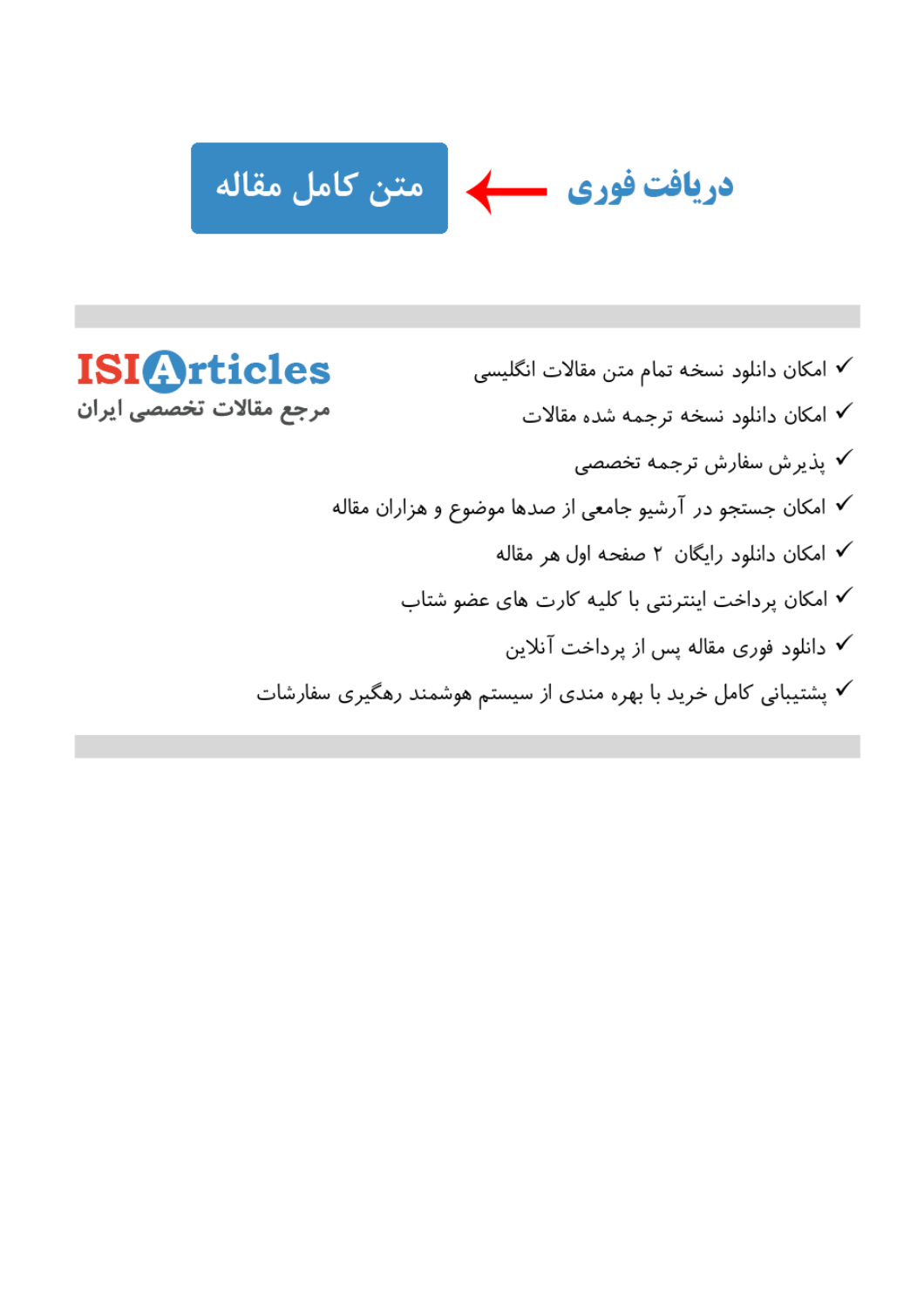دریافت فوری ← متن کامل مقاله

**ISIArticles**

مرجع مقالات تخصصی ایران

- ✓ امکان دانلود نسخه تمام متن مقالات انگلیسی
- ✓ امکان دانلود نسخه ترجمه شده مقالات
- ✓ پذیرش سفارش ترجمه تخصصی
- ✓ امکان جستجو در آرشیو جامعی از صدها موضوع و هزاران مقاله
- ✓ امکان دانلود رایگان ۲ صفحه اول هر مقاله
- ✓ امکان پرداخت اینترنتی با کلیه کارت های عضو شتاب
- ✓ دانلود فوری مقاله پس از پرداخت آنلاین
- ✓ پشتیبانی کامل خرید با بهره مندی از سیستم هوشمند رهگیری سفارشات